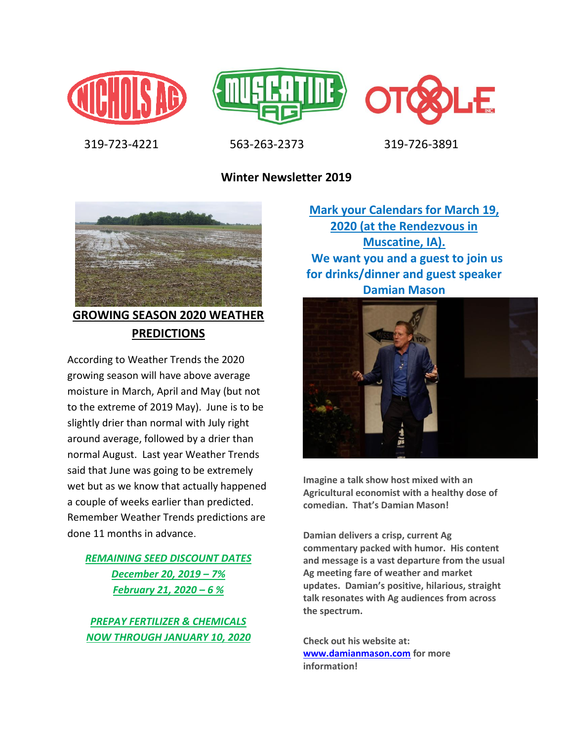319-723-4221 563-263-2373 319-726-3891

# Winter Newsletter 2019

## GROWING SEASON 2020 WEATHER PREDICTIONS

According to Weather Trends the 2020 growing season will have above average moisture in March, April and May (but not to the extreme of 2019 May). June is to be slightly drier than normal with July right around average, followed by a drier than normal August. Last year Weather Trends said that June was going to be extremely wet but as we know that actually happened a couple of weeks earlier than predicted. Remember Weather Trends predictions are done 11 months in advance.

***REMAINING SEED DISCOUNT DATES***
***December 20, 2019 – 7%***
***February 21, 2020 – 6 %***

***PREPAY FERTILIZER & CHEMICALS NOW THROUGH JANUARY 10, 2020***

**Mark your Calendars for March 19, 2020 (at the Rendezvous in Muscatine, IA).**
**We want you and a guest to join us for drinks/dinner and guest speaker Damian Mason**

**Imagine a talk show host mixed with an Agricultural economist with a healthy dose of comedian. That's Damian Mason!**

**Damian delivers a crisp, current Ag commentary packed with humor. His content and message is a vast departure from the usual Ag meeting fare of weather and market updates. Damian's positive, hilarious, straight talk resonates with Ag audiences from across the spectrum.**

**Check out his website at: www.damianmason.com for more information!**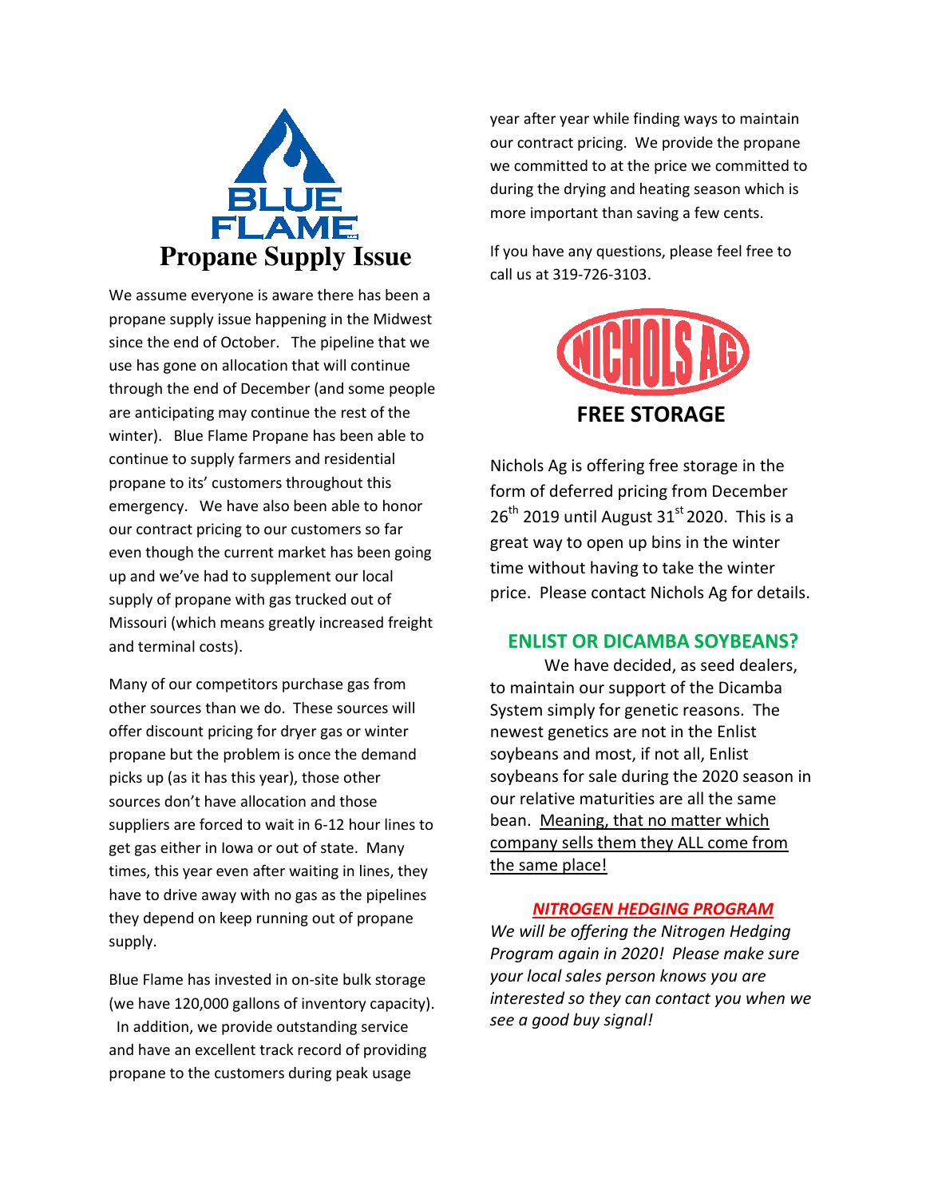**BLUE FLAME**

# Propane Supply Issue

We assume everyone is aware there has been a propane supply issue happening in the Midwest since the end of October. The pipeline that we use has gone on allocation that will continue through the end of December (and some people are anticipating may continue the rest of the winter). Blue Flame Propane has been able to continue to supply farmers and residential propane to its' customers throughout this emergency. We have also been able to honor our contract pricing to our customers so far even though the current market has been going up and we've had to supplement our local supply of propane with gas trucked out of Missouri (which means greatly increased freight and terminal costs).

Many of our competitors purchase gas from other sources than we do. These sources will offer discount pricing for dryer gas or winter propane but the problem is once the demand picks up (as it has this year), those other sources don't have allocation and those suppliers are forced to wait in 6-12 hour lines to get gas either in Iowa or out of state. Many times, this year even after waiting in lines, they have to drive away with no gas as the pipelines they depend on keep running out of propane supply.

Blue Flame has invested in on-site bulk storage (we have 120,000 gallons of inventory capacity). In addition, we provide outstanding service and have an excellent track record of providing propane to the customers during peak usage year after year while finding ways to maintain our contract pricing. We provide the propane we committed to at the price we committed to during the drying and heating season which is more important than saving a few cents.

If you have any questions, please feel free to call us at 319-726-3103.

**NICHOLS AG**

## FREE STORAGE

Nichols Ag is offering free storage in the form of deferred pricing from December 26th 2019 until August 31st 2020. This is a great way to open up bins in the winter time without having to take the winter price. Please contact Nichols Ag for details.

## ENLIST OR DICAMBA SOYBEANS?

We have decided, as seed dealers, to maintain our support of the Dicamba System simply for genetic reasons. The newest genetics are not in the Enlist soybeans and most, if not all, Enlist soybeans for sale during the 2020 season in our relative maturities are all the same bean. Meaning, that no matter which company sells them they ALL come from the same place!

## *NITROGEN HEDGING PROGRAM*

*We will be offering the Nitrogen Hedging Program again in 2020! Please make sure your local sales person knows you are interested so they can contact you when we see a good buy signal!*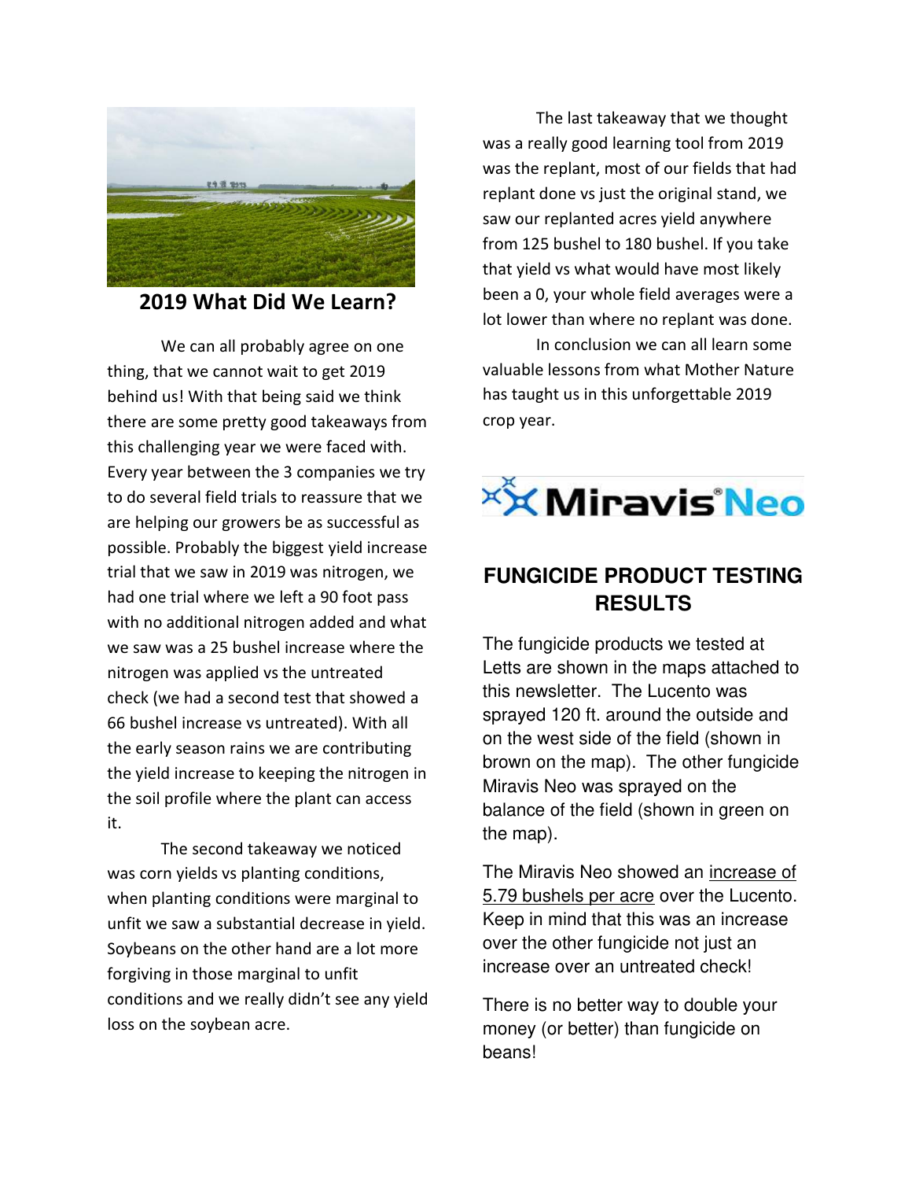## 2019 What Did We Learn?

We can all probably agree on one thing, that we cannot wait to get 2019 behind us! With that being said we think there are some pretty good takeaways from this challenging year we were faced with. Every year between the 3 companies we try to do several field trials to reassure that we are helping our growers be as successful as possible. Probably the biggest yield increase trial that we saw in 2019 was nitrogen, we had one trial where we left a 90 foot pass with no additional nitrogen added and what we saw was a 25 bushel increase where the nitrogen was applied vs the untreated check (we had a second test that showed a 66 bushel increase vs untreated). With all the early season rains we are contributing the yield increase to keeping the nitrogen in the soil profile where the plant can access it.

The second takeaway we noticed was corn yields vs planting conditions, when planting conditions were marginal to unfit we saw a substantial decrease in yield. Soybeans on the other hand are a lot more forgiving in those marginal to unfit conditions and we really didn't see any yield loss on the soybean acre.

The last takeaway that we thought was a really good learning tool from 2019 was the replant, most of our fields that had replant done vs just the original stand, we saw our replanted acres yield anywhere from 125 bushel to 180 bushel. If you take that yield vs what would have most likely been a 0, your whole field averages were a lot lower than where no replant was done.

In conclusion we can all learn some valuable lessons from what Mother Nature has taught us in this unforgettable 2019 crop year.

Miravis® Neo

## FUNGICIDE PRODUCT TESTING RESULTS

The fungicide products we tested at Letts are shown in the maps attached to this newsletter. The Lucento was sprayed 120 ft. around the outside and on the west side of the field (shown in brown on the map). The other fungicide Miravis Neo was sprayed on the balance of the field (shown in green on the map).

The Miravis Neo showed an increase of 5.79 bushels per acre over the Lucento. Keep in mind that this was an increase over the other fungicide not just an increase over an untreated check!

There is no better way to double your money (or better) than fungicide on beans!